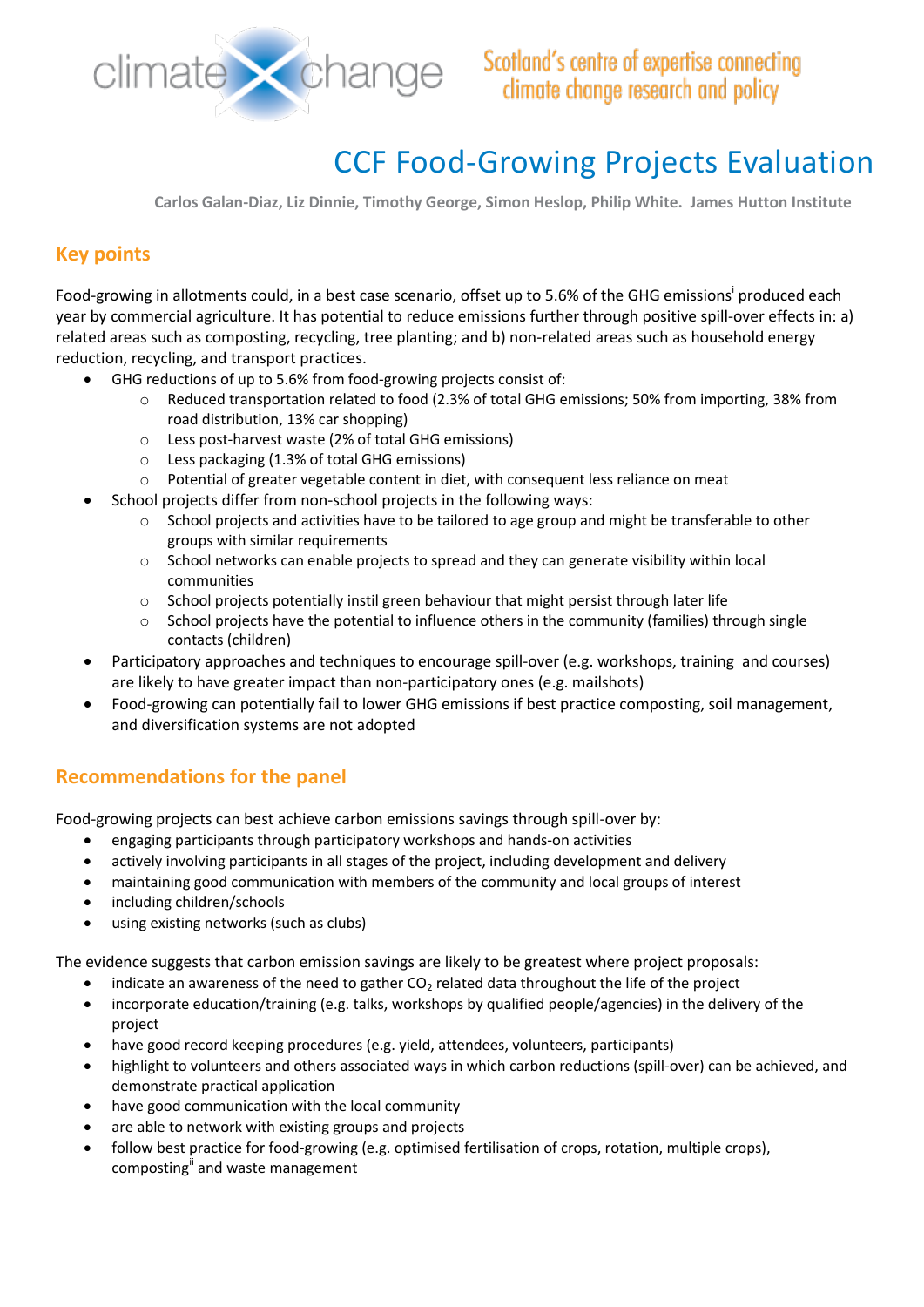climate change

Scotland's centre of expertise connecting climate change research and policy

# CCF Food-Growing Projects Evaluation

**Carlos Galan-Diaz, Liz Dinnie, Timothy George, Simon Heslop, Philip White. James Hutton Institute**

## Key points

Food-growing in allotments could, in a best case scenario, offset up to 5.6% of the GHG emissions[i] produced each year by commercial agriculture. It has potential to reduce emissions further through positive spill-over effects in: a) related areas such as composting, recycling, tree planting; and b) non-related areas such as household energy reduction, recycling, and transport practices.

- GHG reductions of up to 5.6% from food-growing projects consist of:
  - Reduced transportation related to food (2.3% of total GHG emissions; 50% from importing, 38% from road distribution, 13% car shopping)
  - Less post-harvest waste (2% of total GHG emissions)
  - Less packaging (1.3% of total GHG emissions)
  - Potential of greater vegetable content in diet, with consequent less reliance on meat
- School projects differ from non-school projects in the following ways:
  - School projects and activities have to be tailored to age group and might be transferable to other groups with similar requirements
  - School networks can enable projects to spread and they can generate visibility within local communities
  - School projects potentially instil green behaviour that might persist through later life
  - School projects have the potential to influence others in the community (families) through single contacts (children)
- Participatory approaches and techniques to encourage spill-over (e.g. workshops, training and courses) are likely to have greater impact than non-participatory ones (e.g. mailshots)
- Food-growing can potentially fail to lower GHG emissions if best practice composting, soil management, and diversification systems are not adopted

## Recommendations for the panel

Food-growing projects can best achieve carbon emissions savings through spill-over by:

- engaging participants through participatory workshops and hands-on activities
- actively involving participants in all stages of the project, including development and delivery
- maintaining good communication with members of the community and local groups of interest
- including children/schools
- using existing networks (such as clubs)

The evidence suggests that carbon emission savings are likely to be greatest where project proposals:

- indicate an awareness of the need to gather $CO_2$ related data throughout the life of the project
- incorporate education/training (e.g. talks, workshops by qualified people/agencies) in the delivery of the project
- have good record keeping procedures (e.g. yield, attendees, volunteers, participants)
- highlight to volunteers and others associated ways in which carbon reductions (spill-over) can be achieved, and demonstrate practical application
- have good communication with the local community
- are able to network with existing groups and projects
- follow best practice for food-growing (e.g. optimised fertilisation of crops, rotation, multiple crops), composting[ii] and waste management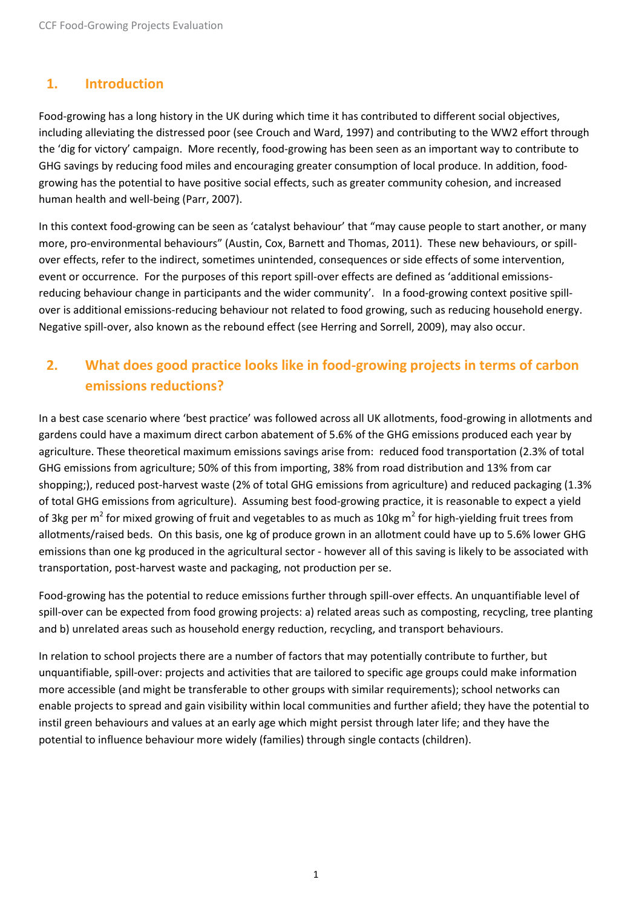## 1. Introduction

Food-growing has a long history in the UK during which time it has contributed to different social objectives, including alleviating the distressed poor (see Crouch and Ward, 1997) and contributing to the WW2 effort through the 'dig for victory' campaign. More recently, food-growing has been seen as an important way to contribute to GHG savings by reducing food miles and encouraging greater consumption of local produce. In addition, food-growing has the potential to have positive social effects, such as greater community cohesion, and increased human health and well-being (Parr, 2007).

In this context food-growing can be seen as 'catalyst behaviour' that "may cause people to start another, or many more, pro-environmental behaviours" (Austin, Cox, Barnett and Thomas, 2011). These new behaviours, or spill-over effects, refer to the indirect, sometimes unintended, consequences or side effects of some intervention, event or occurrence. For the purposes of this report spill-over effects are defined as 'additional emissions-reducing behaviour change in participants and the wider community'. In a food-growing context positive spill-over is additional emissions-reducing behaviour not related to food growing, such as reducing household energy. Negative spill-over, also known as the rebound effect (see Herring and Sorrell, 2009), may also occur.

## 2. What does good practice looks like in food-growing projects in terms of carbon emissions reductions?

In a best case scenario where 'best practice' was followed across all UK allotments, food-growing in allotments and gardens could have a maximum direct carbon abatement of 5.6% of the GHG emissions produced each year by agriculture. These theoretical maximum emissions savings arise from: reduced food transportation (2.3% of total GHG emissions from agriculture; 50% of this from importing, 38% from road distribution and 13% from car shopping;), reduced post-harvest waste (2% of total GHG emissions from agriculture) and reduced packaging (1.3% of total GHG emissions from agriculture). Assuming best food-growing practice, it is reasonable to expect a yield of 3kg per $m^2$ for mixed growing of fruit and vegetables to as much as 10kg $m^2$ for high-yielding fruit trees from allotments/raised beds. On this basis, one kg of produce grown in an allotment could have up to 5.6% lower GHG emissions than one kg produced in the agricultural sector - however all of this saving is likely to be associated with transportation, post-harvest waste and packaging, not production per se.

Food-growing has the potential to reduce emissions further through spill-over effects. An unquantifiable level of spill-over can be expected from food growing projects: a) related areas such as composting, recycling, tree planting and b) unrelated areas such as household energy reduction, recycling, and transport behaviours.

In relation to school projects there are a number of factors that may potentially contribute to further, but unquantifiable, spill-over: projects and activities that are tailored to specific age groups could make information more accessible (and might be transferable to other groups with similar requirements); school networks can enable projects to spread and gain visibility within local communities and further afield; they have the potential to instil green behaviours and values at an early age which might persist through later life; and they have the potential to influence behaviour more widely (families) through single contacts (children).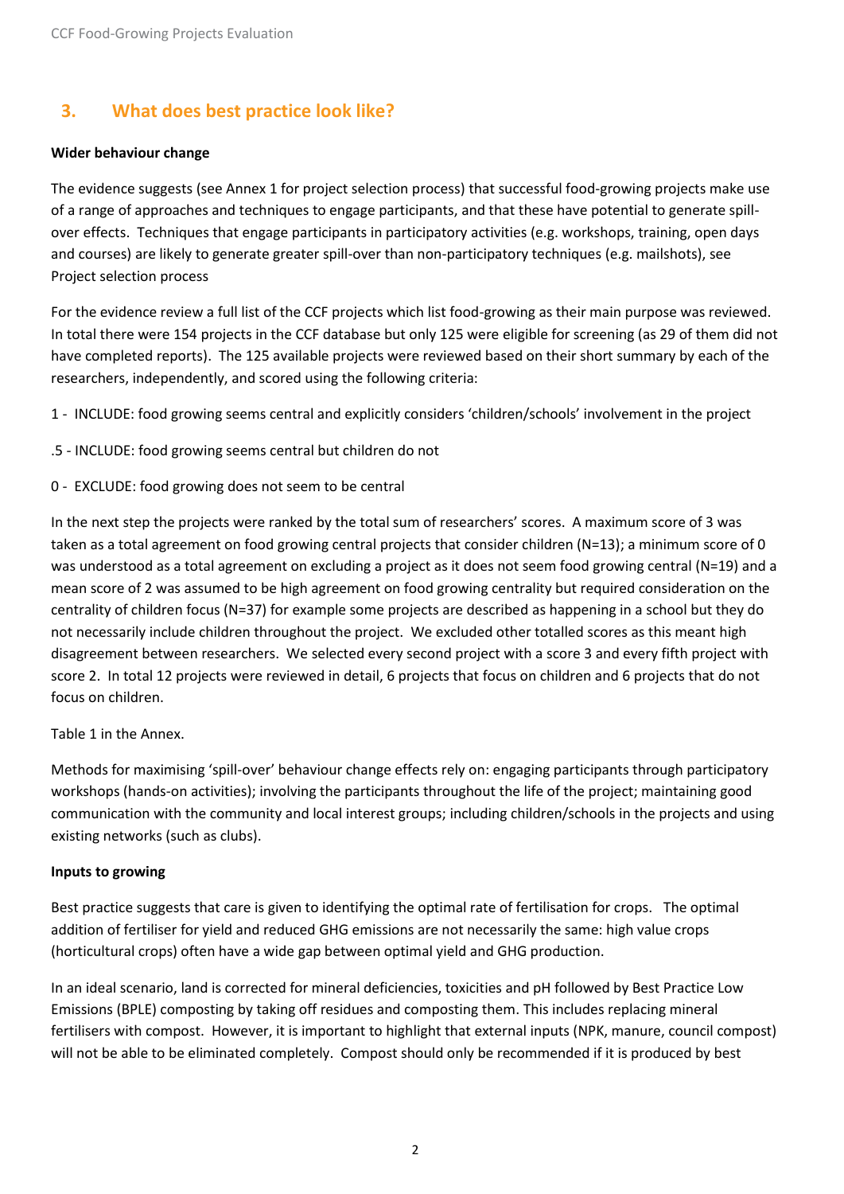## 3. What does best practice look like?

**Wider behaviour change**

The evidence suggests (see Annex 1 for project selection process) that successful food-growing projects make use of a range of approaches and techniques to engage participants, and that these have potential to generate spill-over effects. Techniques that engage participants in participatory activities (e.g. workshops, training, open days and courses) are likely to generate greater spill-over than non-participatory techniques (e.g. mailshots), see Project selection process

For the evidence review a full list of the CCF projects which list food-growing as their main purpose was reviewed. In total there were 154 projects in the CCF database but only 125 were eligible for screening (as 29 of them did not have completed reports). The 125 available projects were reviewed based on their short summary by each of the researchers, independently, and scored using the following criteria:

1 - INCLUDE: food growing seems central and explicitly considers 'children/schools' involvement in the project

.5 - INCLUDE: food growing seems central but children do not

0 - EXCLUDE: food growing does not seem to be central

In the next step the projects were ranked by the total sum of researchers' scores. A maximum score of 3 was taken as a total agreement on food growing central projects that consider children (N=13); a minimum score of 0 was understood as a total agreement on excluding a project as it does not seem food growing central (N=19) and a mean score of 2 was assumed to be high agreement on food growing centrality but required consideration on the centrality of children focus (N=37) for example some projects are described as happening in a school but they do not necessarily include children throughout the project. We excluded other totalled scores as this meant high disagreement between researchers. We selected every second project with a score 3 and every fifth project with score 2. In total 12 projects were reviewed in detail, 6 projects that focus on children and 6 projects that do not focus on children.

Table 1 in the Annex.

Methods for maximising 'spill-over' behaviour change effects rely on: engaging participants through participatory workshops (hands-on activities); involving the participants throughout the life of the project; maintaining good communication with the community and local interest groups; including children/schools in the projects and using existing networks (such as clubs).

**Inputs to growing**

Best practice suggests that care is given to identifying the optimal rate of fertilisation for crops. The optimal addition of fertiliser for yield and reduced GHG emissions are not necessarily the same: high value crops (horticultural crops) often have a wide gap between optimal yield and GHG production.

In an ideal scenario, land is corrected for mineral deficiencies, toxicities and pH followed by Best Practice Low Emissions (BPLE) composting by taking off residues and composting them. This includes replacing mineral fertilisers with compost. However, it is important to highlight that external inputs (NPK, manure, council compost) will not be able to be eliminated completely. Compost should only be recommended if it is produced by best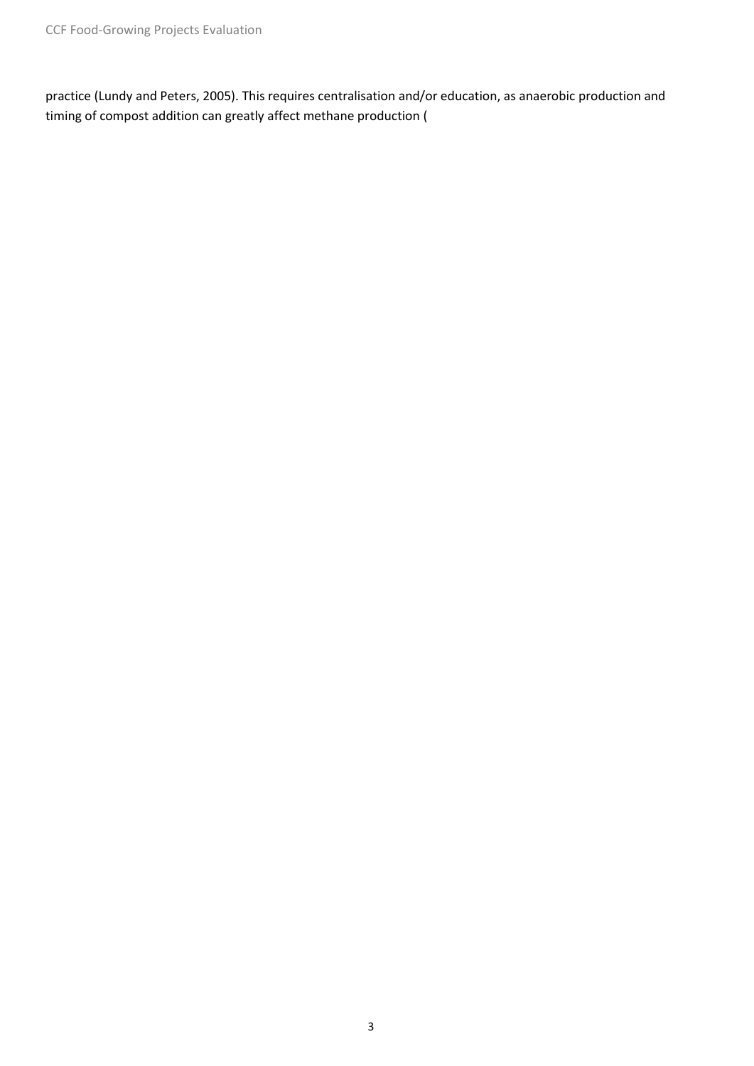practice (Lundy and Peters, 2005). This requires centralisation and/or education, as anaerobic production and timing of compost addition can greatly affect methane production (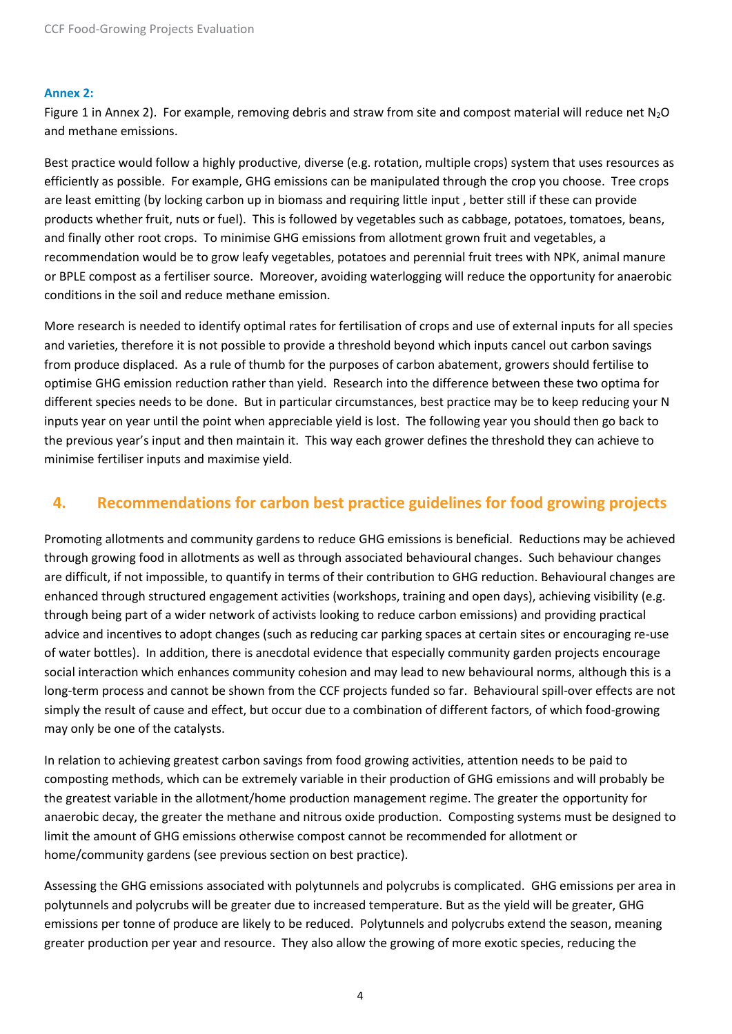**Annex 2:**

Figure 1 in Annex 2). For example, removing debris and straw from site and compost material will reduce net $N_2O$ and methane emissions.

Best practice would follow a highly productive, diverse (e.g. rotation, multiple crops) system that uses resources as efficiently as possible. For example, GHG emissions can be manipulated through the crop you choose. Tree crops are least emitting (by locking carbon up in biomass and requiring little input , better still if these can provide products whether fruit, nuts or fuel). This is followed by vegetables such as cabbage, potatoes, tomatoes, beans, and finally other root crops. To minimise GHG emissions from allotment grown fruit and vegetables, a recommendation would be to grow leafy vegetables, potatoes and perennial fruit trees with NPK, animal manure or BPLE compost as a fertiliser source. Moreover, avoiding waterlogging will reduce the opportunity for anaerobic conditions in the soil and reduce methane emission.

More research is needed to identify optimal rates for fertilisation of crops and use of external inputs for all species and varieties, therefore it is not possible to provide a threshold beyond which inputs cancel out carbon savings from produce displaced. As a rule of thumb for the purposes of carbon abatement, growers should fertilise to optimise GHG emission reduction rather than yield. Research into the difference between these two optima for different species needs to be done. But in particular circumstances, best practice may be to keep reducing your N inputs year on year until the point when appreciable yield is lost. The following year you should then go back to the previous year's input and then maintain it. This way each grower defines the threshold they can achieve to minimise fertiliser inputs and maximise yield.

## 4. Recommendations for carbon best practice guidelines for food growing projects

Promoting allotments and community gardens to reduce GHG emissions is beneficial. Reductions may be achieved through growing food in allotments as well as through associated behavioural changes. Such behaviour changes are difficult, if not impossible, to quantify in terms of their contribution to GHG reduction. Behavioural changes are enhanced through structured engagement activities (workshops, training and open days), achieving visibility (e.g. through being part of a wider network of activists looking to reduce carbon emissions) and providing practical advice and incentives to adopt changes (such as reducing car parking spaces at certain sites or encouraging re-use of water bottles). In addition, there is anecdotal evidence that especially community garden projects encourage social interaction which enhances community cohesion and may lead to new behavioural norms, although this is a long-term process and cannot be shown from the CCF projects funded so far. Behavioural spill-over effects are not simply the result of cause and effect, but occur due to a combination of different factors, of which food-growing may only be one of the catalysts.

In relation to achieving greatest carbon savings from food growing activities, attention needs to be paid to composting methods, which can be extremely variable in their production of GHG emissions and will probably be the greatest variable in the allotment/home production management regime. The greater the opportunity for anaerobic decay, the greater the methane and nitrous oxide production. Composting systems must be designed to limit the amount of GHG emissions otherwise compost cannot be recommended for allotment or home/community gardens (see previous section on best practice).

Assessing the GHG emissions associated with polytunnels and polycrubs is complicated. GHG emissions per area in polytunnels and polycrubs will be greater due to increased temperature. But as the yield will be greater, GHG emissions per tonne of produce are likely to be reduced. Polytunnels and polycrubs extend the season, meaning greater production per year and resource. They also allow the growing of more exotic species, reducing the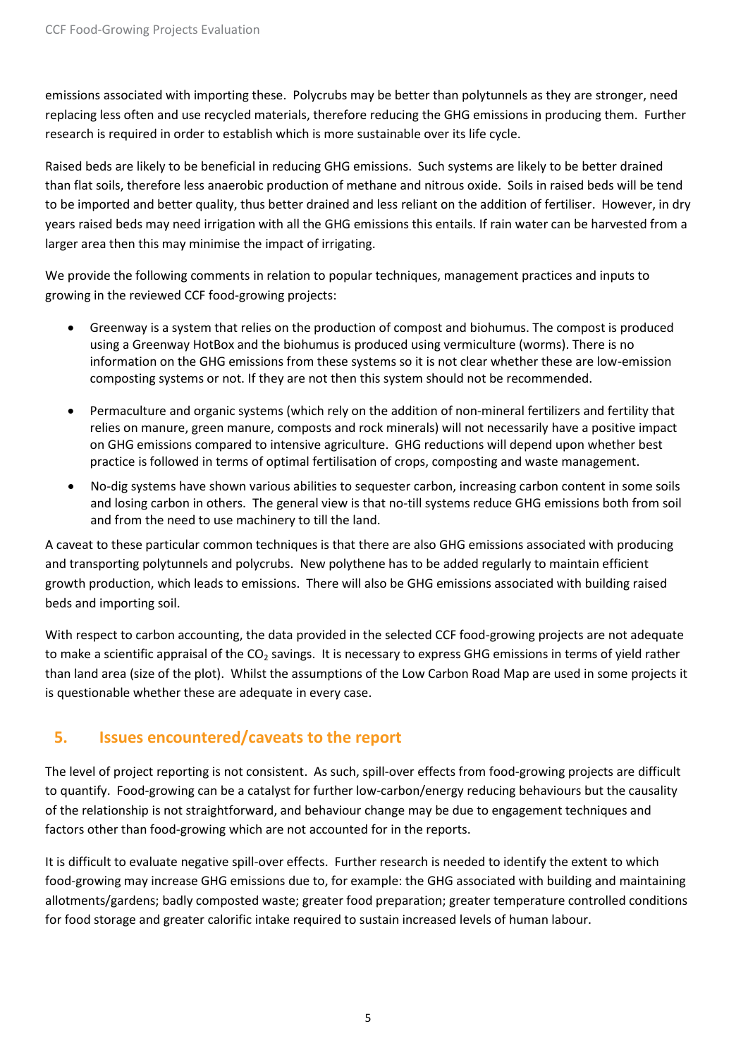emissions associated with importing these. Polycrubs may be better than polytunnels as they are stronger, need replacing less often and use recycled materials, therefore reducing the GHG emissions in producing them. Further research is required in order to establish which is more sustainable over its life cycle.

Raised beds are likely to be beneficial in reducing GHG emissions. Such systems are likely to be better drained than flat soils, therefore less anaerobic production of methane and nitrous oxide. Soils in raised beds will be tend to be imported and better quality, thus better drained and less reliant on the addition of fertiliser. However, in dry years raised beds may need irrigation with all the GHG emissions this entails. If rain water can be harvested from a larger area then this may minimise the impact of irrigating.

We provide the following comments in relation to popular techniques, management practices and inputs to growing in the reviewed CCF food-growing projects:

- Greenway is a system that relies on the production of compost and biohumus. The compost is produced using a Greenway HotBox and the biohumus is produced using vermiculture (worms). There is no information on the GHG emissions from these systems so it is not clear whether these are low-emission composting systems or not. If they are not then this system should not be recommended.
- Permaculture and organic systems (which rely on the addition of non-mineral fertilizers and fertility that relies on manure, green manure, composts and rock minerals) will not necessarily have a positive impact on GHG emissions compared to intensive agriculture. GHG reductions will depend upon whether best practice is followed in terms of optimal fertilisation of crops, composting and waste management.
- No-dig systems have shown various abilities to sequester carbon, increasing carbon content in some soils and losing carbon in others. The general view is that no-till systems reduce GHG emissions both from soil and from the need to use machinery to till the land.

A caveat to these particular common techniques is that there are also GHG emissions associated with producing and transporting polytunnels and polycrubs. New polythene has to be added regularly to maintain efficient growth production, which leads to emissions. There will also be GHG emissions associated with building raised beds and importing soil.

With respect to carbon accounting, the data provided in the selected CCF food-growing projects are not adequate to make a scientific appraisal of the $CO_2$ savings. It is necessary to express GHG emissions in terms of yield rather than land area (size of the plot). Whilst the assumptions of the Low Carbon Road Map are used in some projects it is questionable whether these are adequate in every case.

## 5. Issues encountered/caveats to the report

The level of project reporting is not consistent. As such, spill-over effects from food-growing projects are difficult to quantify. Food-growing can be a catalyst for further low-carbon/energy reducing behaviours but the causality of the relationship is not straightforward, and behaviour change may be due to engagement techniques and factors other than food-growing which are not accounted for in the reports.

It is difficult to evaluate negative spill-over effects. Further research is needed to identify the extent to which food-growing may increase GHG emissions due to, for example: the GHG associated with building and maintaining allotments/gardens; badly composted waste; greater food preparation; greater temperature controlled conditions for food storage and greater calorific intake required to sustain increased levels of human labour.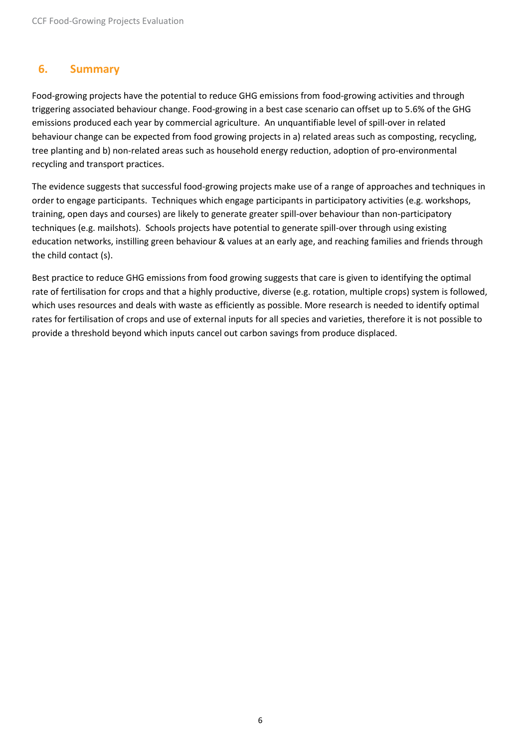## 6. Summary

Food-growing projects have the potential to reduce GHG emissions from food-growing activities and through triggering associated behaviour change. Food-growing in a best case scenario can offset up to 5.6% of the GHG emissions produced each year by commercial agriculture. An unquantifiable level of spill-over in related behaviour change can be expected from food growing projects in a) related areas such as composting, recycling, tree planting and b) non-related areas such as household energy reduction, adoption of pro-environmental recycling and transport practices.

The evidence suggests that successful food-growing projects make use of a range of approaches and techniques in order to engage participants. Techniques which engage participants in participatory activities (e.g. workshops, training, open days and courses) are likely to generate greater spill-over behaviour than non-participatory techniques (e.g. mailshots). Schools projects have potential to generate spill-over through using existing education networks, instilling green behaviour & values at an early age, and reaching families and friends through the child contact (s).

Best practice to reduce GHG emissions from food growing suggests that care is given to identifying the optimal rate of fertilisation for crops and that a highly productive, diverse (e.g. rotation, multiple crops) system is followed, which uses resources and deals with waste as efficiently as possible. More research is needed to identify optimal rates for fertilisation of crops and use of external inputs for all species and varieties, therefore it is not possible to provide a threshold beyond which inputs cancel out carbon savings from produce displaced.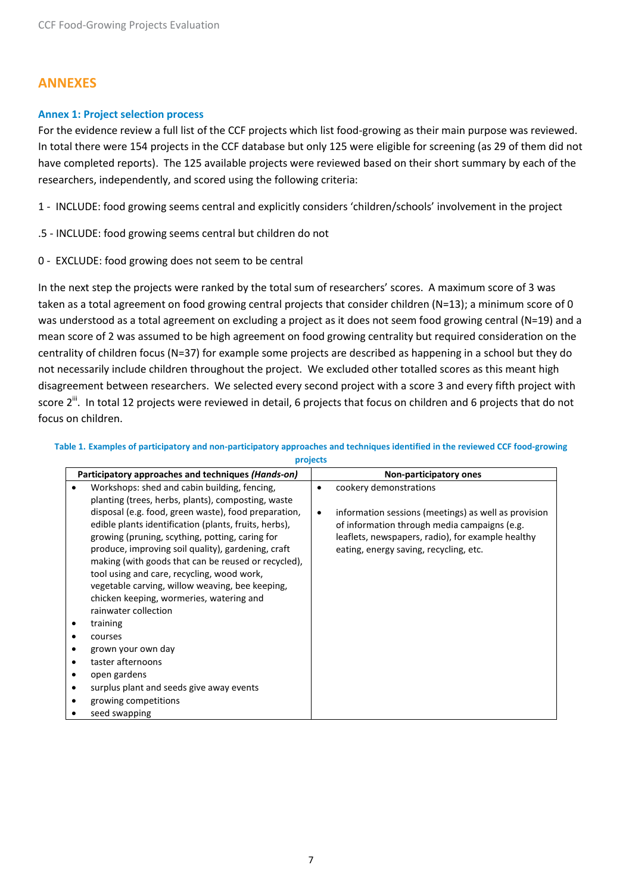# ANNEXES

### Annex 1: Project selection process

For the evidence review a full list of the CCF projects which list food-growing as their main purpose was reviewed. In total there were 154 projects in the CCF database but only 125 were eligible for screening (as 29 of them did not have completed reports). The 125 available projects were reviewed based on their short summary by each of the researchers, independently, and scored using the following criteria:

1 - INCLUDE: food growing seems central and explicitly considers 'children/schools' involvement in the project

.5 - INCLUDE: food growing seems central but children do not

0 - EXCLUDE: food growing does not seem to be central

In the next step the projects were ranked by the total sum of researchers' scores. A maximum score of 3 was taken as a total agreement on food growing central projects that consider children (N=13); a minimum score of 0 was understood as a total agreement on excluding a project as it does not seem food growing central (N=19) and a mean score of 2 was assumed to be high agreement on food growing centrality but required consideration on the centrality of children focus (N=37) for example some projects are described as happening in a school but they do not necessarily include children throughout the project. We excluded other totalled scores as this meant high disagreement between researchers. We selected every second project with a score 3 and every fifth project with score 2[iii]. In total 12 projects were reviewed in detail, 6 projects that focus on children and 6 projects that do not focus on children.

**Table 1. Examples of participatory and non-participatory approaches and techniques identified in the reviewed CCF food-growing projects**

| Participatory approaches and techniques *(Hands-on)* | Non-participatory ones |
|---|---|
| • Workshops: shed and cabin building, fencing, planting (trees, herbs, plants), composting, waste disposal (e.g. food, green waste), food preparation, edible plants identification (plants, fruits, herbs), growing (pruning, scything, potting, caring for produce, improving soil quality), gardening, craft making (with goods that can be reused or recycled), tool using and care, recycling, wood work, vegetable carving, willow weaving, bee keeping, chicken keeping, wormeries, watering and rainwater collection<br>• training<br>• courses<br>• grown your own day<br>• taster afternoons<br>• open gardens<br>• surplus plant and seeds give away events<br>• growing competitions<br>• seed swapping | • cookery demonstrations<br>• information sessions (meetings) as well as provision of information through media campaigns (e.g. leaflets, newspapers, radio), for example healthy eating, energy saving, recycling, etc. |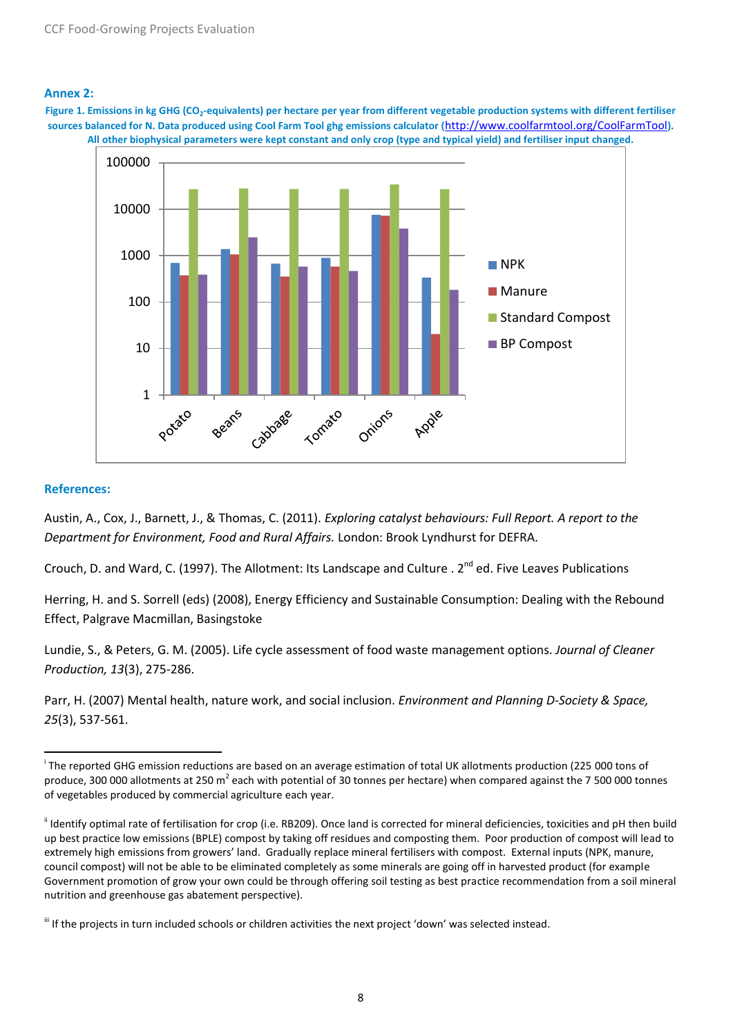## Annex 2:

**Figure 1. Emissions in kg GHG ($CO_2$-equivalents) per hectare per year from different vegetable production systems with different fertiliser sources balanced for N. Data produced using Cool Farm Tool ghg emissions calculator (http://www.coolfarmtool.org/CoolFarmTool). All other biophysical parameters were kept constant and only crop (type and typical yield) and fertiliser input changed.**

100000
10000
1000
100
10
1

Potato
Beans
Cabbage
Tomato
Onions
Apple

NPK
Manure
Standard Compost
BP Compost

## References:

Austin, A., Cox, J., Barnett, J., & Thomas, C. (2011). *Exploring catalyst behaviours: Full Report. A report to the Department for Environment, Food and Rural Affairs.* London: Brook Lyndhurst for DEFRA.

Crouch, D. and Ward, C. (1997). The Allotment: Its Landscape and Culture . 2nd ed. Five Leaves Publications

Herring, H. and S. Sorrell (eds) (2008), Energy Efficiency and Sustainable Consumption: Dealing with the Rebound Effect, Palgrave Macmillan, Basingstoke

Lundie, S., & Peters, G. M. (2005). Life cycle assessment of food waste management options. *Journal of Cleaner Production, 13*(3), 275-286.

Parr, H. (2007) Mental health, nature work, and social inclusion. *Environment and Planning D-Society & Space, 25*(3), 537-561.

---

[i] The reported GHG emission reductions are based on an average estimation of total UK allotments production (225 000 tons of produce, 300 000 allotments at 250 $m^2$ each with potential of 30 tonnes per hectare) when compared against the 7 500 000 tonnes of vegetables produced by commercial agriculture each year.

[ii] Identify optimal rate of fertilisation for crop (i.e. RB209). Once land is corrected for mineral deficiencies, toxicities and pH then build up best practice low emissions (BPLE) compost by taking off residues and composting them. Poor production of compost will lead to extremely high emissions from growers' land. Gradually replace mineral fertilisers with compost. External inputs (NPK, manure, council compost) will not be able to be eliminated completely as some minerals are going off in harvested product (for example Government promotion of grow your own could be through offering soil testing as best practice recommendation from a soil mineral nutrition and greenhouse gas abatement perspective).

[iii] If the projects in turn included schools or children activities the next project 'down' was selected instead.